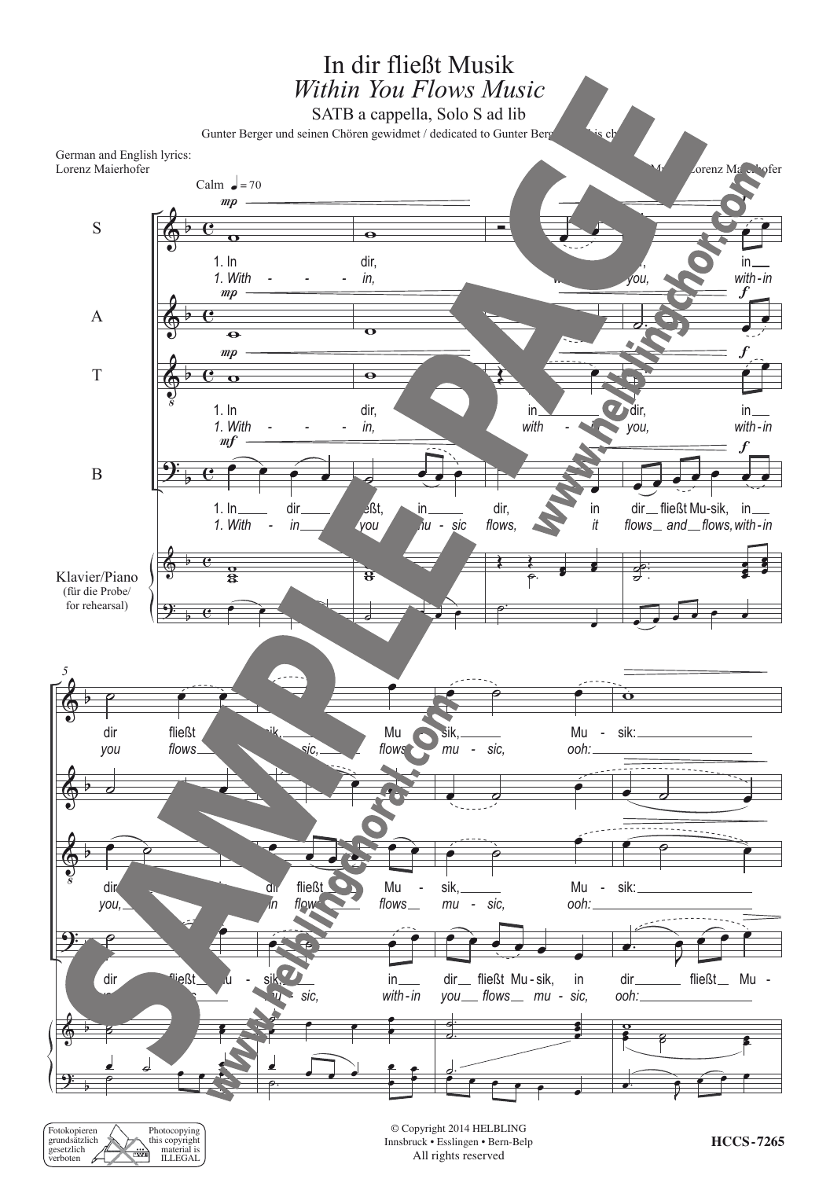# In dir fließt Musik

## *Within You Flows Music*

SATB a cappella, Solo S ad lib

Gunter Berger und seinen Chören gewidmet / dedicated to Gunter Berger and his choirs

German and English lyrics:
Lorenz Maierhofer

Music: Lorenz Maierhofer

Calm ♩ = 70

S: 1. In dir, in dir, in dir fließt Musik, Musik, Musik:
*1. Within you, within you flows music, flows music, ooh:*

T: 1. In dir, in dir, in dir fließt Musik, Musik:
*1. Within you, within you, within you flows music, ooh:*

B: 1. In dir fließt, in dir, in dir fließt Musik, in dir fließt Musik, in dir fließt Musik, in dir fließt Mu-
*1. Within you music flows, it flows and flows, within you flows music, within you flows music, ooh:*

Klavier/Piano (für die Probe/for rehearsal)

Fotokopieren grundsätzlich gesetzlich verboten / Photocopying this copyright material is ILLEGAL

© Copyright 2014 HELBLING
Innsbruck • Esslingen • Bern-Belp
All rights reserved

HCCS-7265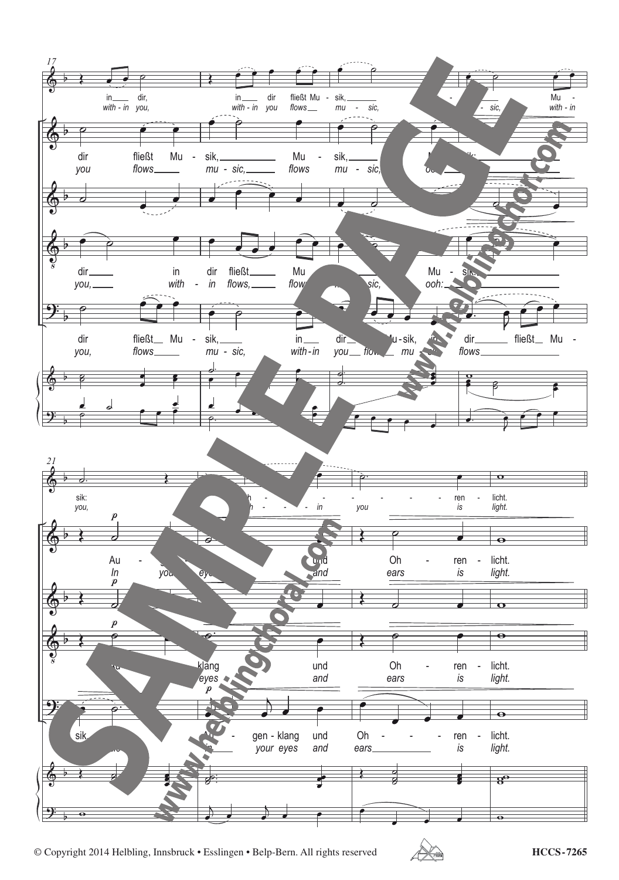© Copyright 2014 Helbling, Innsbruck • Esslingen • Belp-Bern. All rights reserved

HCCS-7265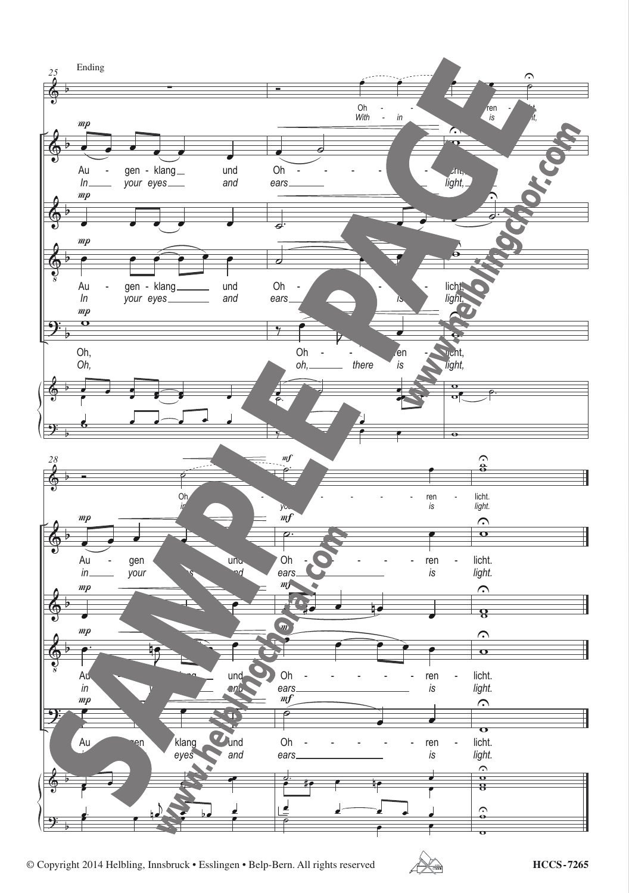Ending

© Copyright 2014 Helbling, Innsbruck • Esslingen • Belp-Bern. All rights reserved

HCCS-7265